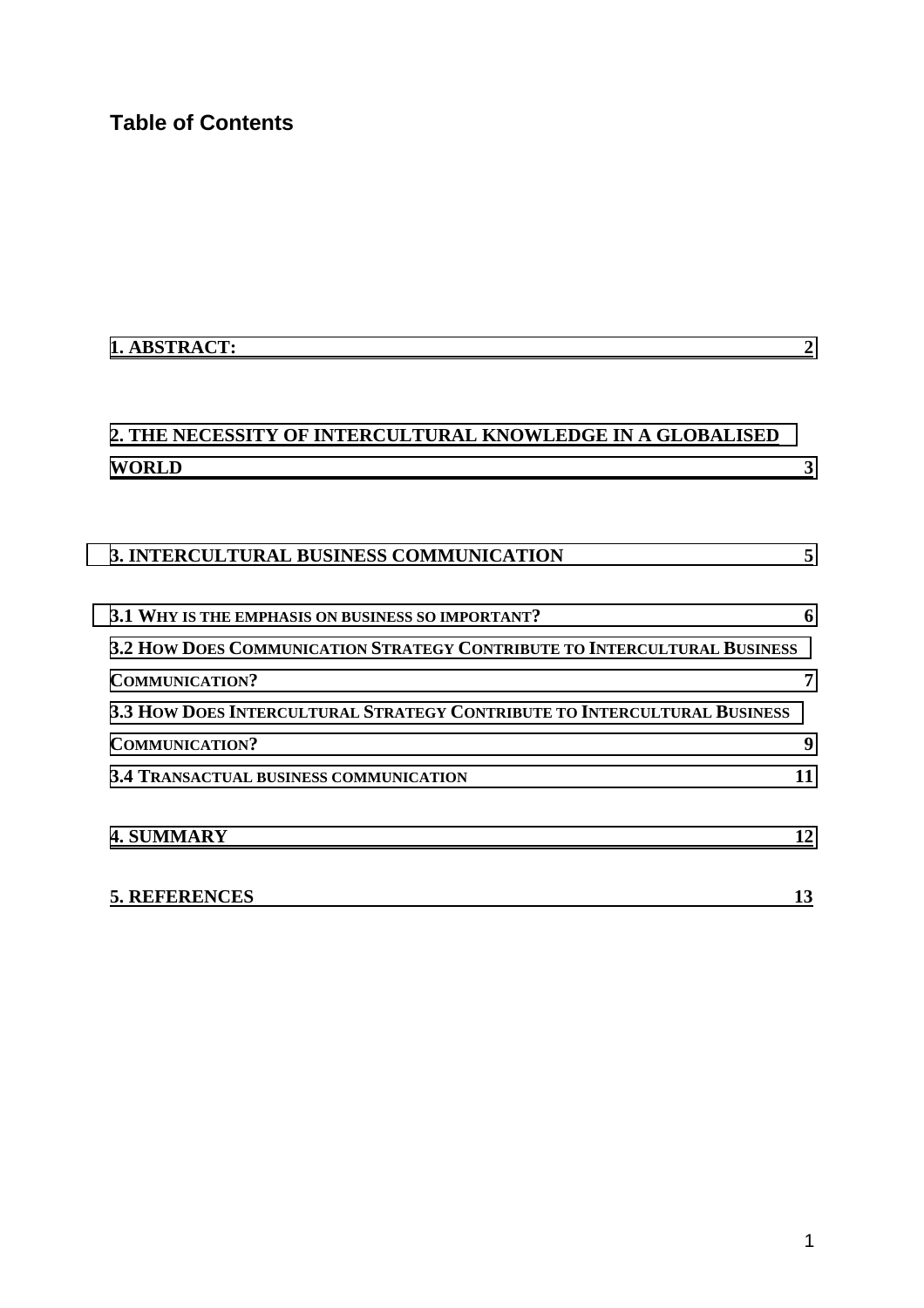## Table of Contents

**1. ABSTRACT:** 2

**2. THE NECESSITY OF INTERCULTURAL KNOWLEDGE IN A GLOBALISED WORLD** 3

**3. INTERCULTURAL BUSINESS COMMUNICATION** 5

**3.1 WHY IS THE EMPHASIS ON BUSINESS SO IMPORTANT?** 6

**3.2 HOW DOES COMMUNICATION STRATEGY CONTRIBUTE TO INTERCULTURAL BUSINESS COMMUNICATION?** 7

**3.3 HOW DOES INTERCULTURAL STRATEGY CONTRIBUTE TO INTERCULTURAL BUSINESS COMMUNICATION?** 9

**3.4 TRANSACTUAL BUSINESS COMMUNICATION** 11

**4. SUMMARY** 12

**5. REFERENCES** 13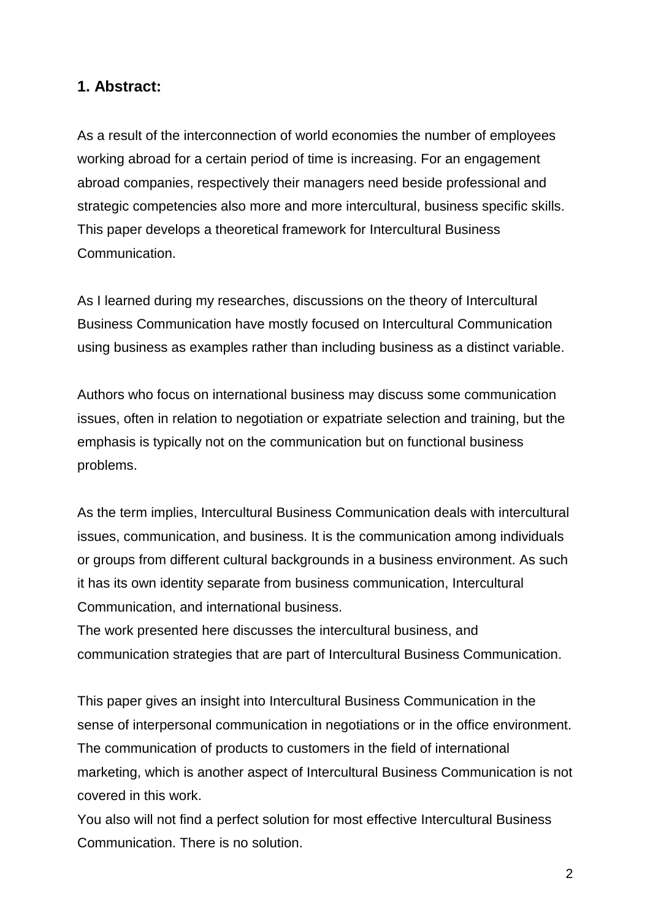## 1. Abstract:

As a result of the interconnection of world economies the number of employees working abroad for a certain period of time is increasing. For an engagement abroad companies, respectively their managers need beside professional and strategic competencies also more and more intercultural, business specific skills. This paper develops a theoretical framework for Intercultural Business Communication.

As I learned during my researches, discussions on the theory of Intercultural Business Communication have mostly focused on Intercultural Communication using business as examples rather than including business as a distinct variable.

Authors who focus on international business may discuss some communication issues, often in relation to negotiation or expatriate selection and training, but the emphasis is typically not on the communication but on functional business problems.

As the term implies, Intercultural Business Communication deals with intercultural issues, communication, and business. It is the communication among individuals or groups from different cultural backgrounds in a business environment. As such it has its own identity separate from business communication, Intercultural Communication, and international business.
The work presented here discusses the intercultural business, and communication strategies that are part of Intercultural Business Communication.

This paper gives an insight into Intercultural Business Communication in the sense of interpersonal communication in negotiations or in the office environment. The communication of products to customers in the field of international marketing, which is another aspect of Intercultural Business Communication is not covered in this work.
You also will not find a perfect solution for most effective Intercultural Business Communication. There is no solution.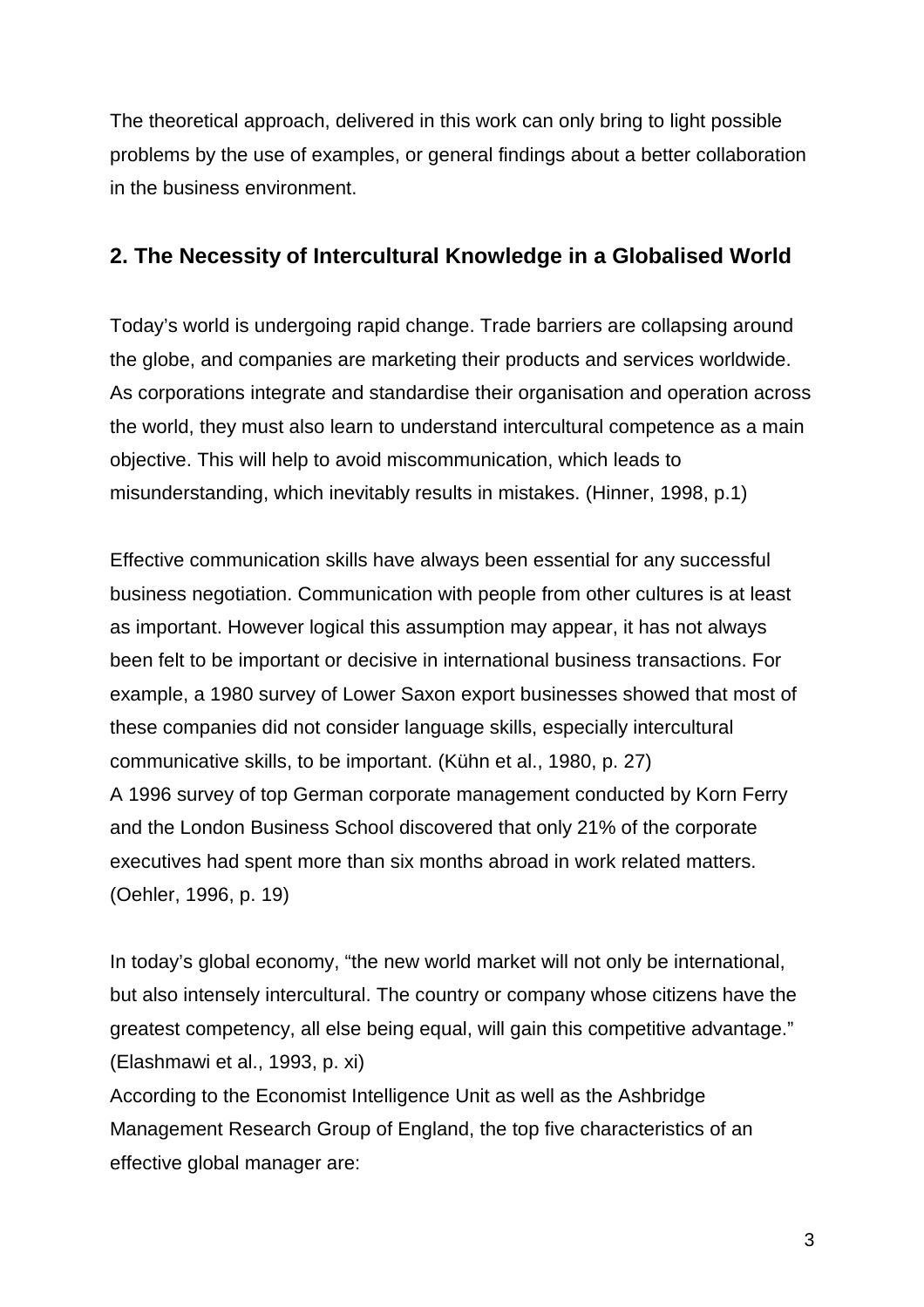The theoretical approach, delivered in this work can only bring to light possible problems by the use of examples, or general findings about a better collaboration in the business environment.

## 2. The Necessity of Intercultural Knowledge in a Globalised World

Today's world is undergoing rapid change. Trade barriers are collapsing around the globe, and companies are marketing their products and services worldwide. As corporations integrate and standardise their organisation and operation across the world, they must also learn to understand intercultural competence as a main objective. This will help to avoid miscommunication, which leads to misunderstanding, which inevitably results in mistakes. (Hinner, 1998, p.1)

Effective communication skills have always been essential for any successful business negotiation. Communication with people from other cultures is at least as important. However logical this assumption may appear, it has not always been felt to be important or decisive in international business transactions. For example, a 1980 survey of Lower Saxon export businesses showed that most of these companies did not consider language skills, especially intercultural communicative skills, to be important. (Kühn et al., 1980, p. 27)
A 1996 survey of top German corporate management conducted by Korn Ferry and the London Business School discovered that only 21% of the corporate executives had spent more than six months abroad in work related matters. (Oehler, 1996, p. 19)

In today's global economy, "the new world market will not only be international, but also intensely intercultural. The country or company whose citizens have the greatest competency, all else being equal, will gain this competitive advantage." (Elashmawi et al., 1993, p. xi)
According to the Economist Intelligence Unit as well as the Ashbridge Management Research Group of England, the top five characteristics of an effective global manager are: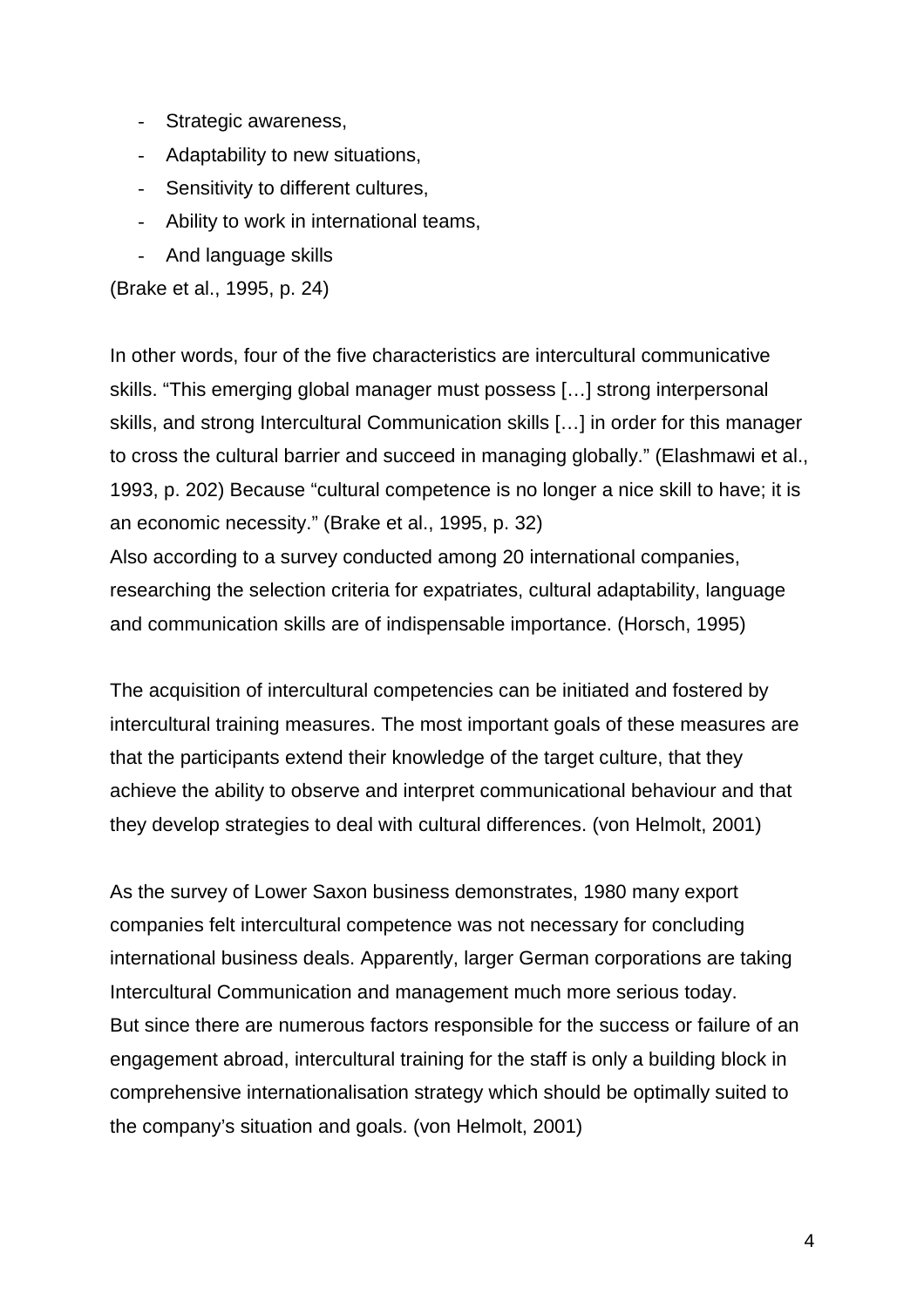- Strategic awareness,
- Adaptability to new situations,
- Sensitivity to different cultures,
- Ability to work in international teams,
- And language skills

(Brake et al., 1995, p. 24)

In other words, four of the five characteristics are intercultural communicative skills. “This emerging global manager must possess […] strong interpersonal skills, and strong Intercultural Communication skills […] in order for this manager to cross the cultural barrier and succeed in managing globally.” (Elashmawi et al., 1993, p. 202) Because “cultural competence is no longer a nice skill to have; it is an economic necessity.” (Brake et al., 1995, p. 32)
Also according to a survey conducted among 20 international companies, researching the selection criteria for expatriates, cultural adaptability, language and communication skills are of indispensable importance. (Horsch, 1995)

The acquisition of intercultural competencies can be initiated and fostered by intercultural training measures. The most important goals of these measures are that the participants extend their knowledge of the target culture, that they achieve the ability to observe and interpret communicational behaviour and that they develop strategies to deal with cultural differences. (von Helmolt, 2001)

As the survey of Lower Saxon business demonstrates, 1980 many export companies felt intercultural competence was not necessary for concluding international business deals. Apparently, larger German corporations are taking Intercultural Communication and management much more serious today.
But since there are numerous factors responsible for the success or failure of an engagement abroad, intercultural training for the staff is only a building block in comprehensive internationalisation strategy which should be optimally suited to the company’s situation and goals. (von Helmolt, 2001)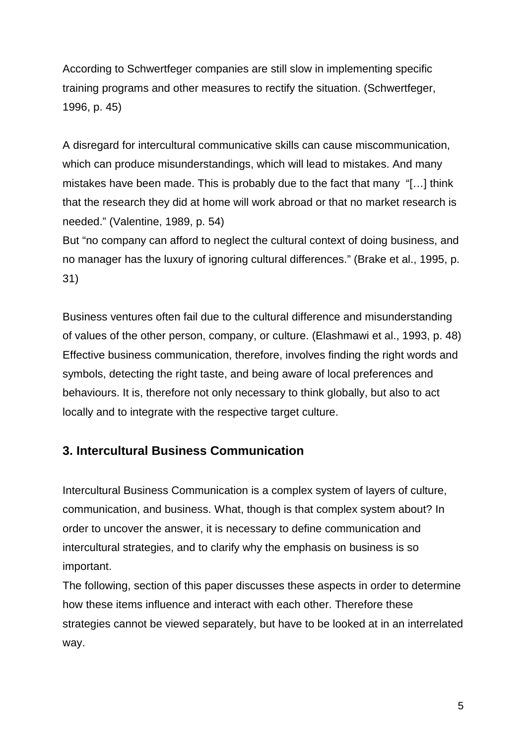According to Schwertfeger companies are still slow in implementing specific training programs and other measures to rectify the situation. (Schwertfeger, 1996, p. 45)

A disregard for intercultural communicative skills can cause miscommunication, which can produce misunderstandings, which will lead to mistakes. And many mistakes have been made. This is probably due to the fact that many "[…] think that the research they did at home will work abroad or that no market research is needed." (Valentine, 1989, p. 54)
But "no company can afford to neglect the cultural context of doing business, and no manager has the luxury of ignoring cultural differences." (Brake et al., 1995, p. 31)

Business ventures often fail due to the cultural difference and misunderstanding of values of the other person, company, or culture. (Elashmawi et al., 1993, p. 48) Effective business communication, therefore, involves finding the right words and symbols, detecting the right taste, and being aware of local preferences and behaviours. It is, therefore not only necessary to think globally, but also to act locally and to integrate with the respective target culture.

## 3. Intercultural Business Communication

Intercultural Business Communication is a complex system of layers of culture, communication, and business. What, though is that complex system about? In order to uncover the answer, it is necessary to define communication and intercultural strategies, and to clarify why the emphasis on business is so important.
The following, section of this paper discusses these aspects in order to determine how these items influence and interact with each other. Therefore these strategies cannot be viewed separately, but have to be looked at in an interrelated way.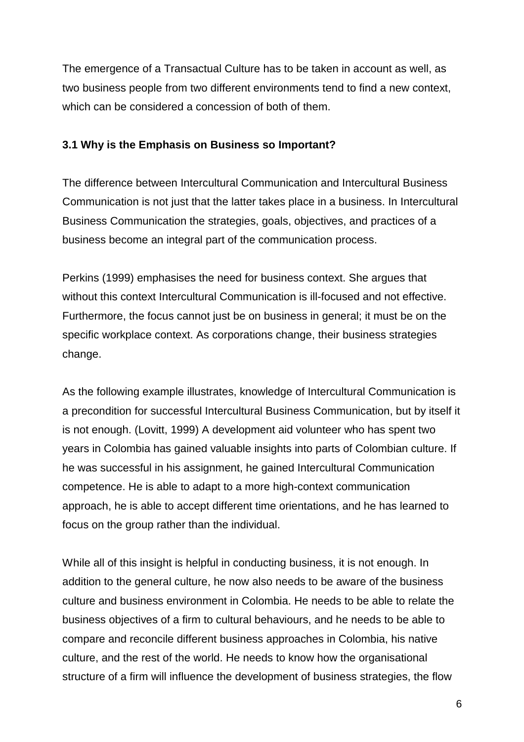The emergence of a Transactual Culture has to be taken in account as well, as two business people from two different environments tend to find a new context, which can be considered a concession of both of them.

### 3.1 Why is the Emphasis on Business so Important?

The difference between Intercultural Communication and Intercultural Business Communication is not just that the latter takes place in a business. In Intercultural Business Communication the strategies, goals, objectives, and practices of a business become an integral part of the communication process.

Perkins (1999) emphasises the need for business context. She argues that without this context Intercultural Communication is ill-focused and not effective. Furthermore, the focus cannot just be on business in general; it must be on the specific workplace context. As corporations change, their business strategies change.

As the following example illustrates, knowledge of Intercultural Communication is a precondition for successful Intercultural Business Communication, but by itself it is not enough. (Lovitt, 1999) A development aid volunteer who has spent two years in Colombia has gained valuable insights into parts of Colombian culture. If he was successful in his assignment, he gained Intercultural Communication competence. He is able to adapt to a more high-context communication approach, he is able to accept different time orientations, and he has learned to focus on the group rather than the individual.

While all of this insight is helpful in conducting business, it is not enough. In addition to the general culture, he now also needs to be aware of the business culture and business environment in Colombia. He needs to be able to relate the business objectives of a firm to cultural behaviours, and he needs to be able to compare and reconcile different business approaches in Colombia, his native culture, and the rest of the world. He needs to know how the organisational structure of a firm will influence the development of business strategies, the flow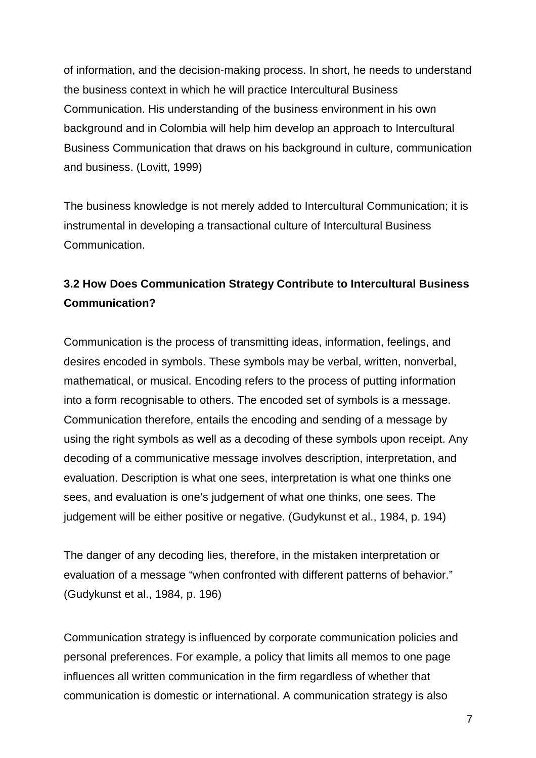of information, and the decision-making process. In short, he needs to understand the business context in which he will practice Intercultural Business Communication. His understanding of the business environment in his own background and in Colombia will help him develop an approach to Intercultural Business Communication that draws on his background in culture, communication and business. (Lovitt, 1999)

The business knowledge is not merely added to Intercultural Communication; it is instrumental in developing a transactional culture of Intercultural Business Communication.

### 3.2 How Does Communication Strategy Contribute to Intercultural Business Communication?

Communication is the process of transmitting ideas, information, feelings, and desires encoded in symbols. These symbols may be verbal, written, nonverbal, mathematical, or musical. Encoding refers to the process of putting information into a form recognisable to others. The encoded set of symbols is a message. Communication therefore, entails the encoding and sending of a message by using the right symbols as well as a decoding of these symbols upon receipt. Any decoding of a communicative message involves description, interpretation, and evaluation. Description is what one sees, interpretation is what one thinks one sees, and evaluation is one's judgement of what one thinks, one sees. The judgement will be either positive or negative. (Gudykunst et al., 1984, p. 194)

The danger of any decoding lies, therefore, in the mistaken interpretation or evaluation of a message "when confronted with different patterns of behavior." (Gudykunst et al., 1984, p. 196)

Communication strategy is influenced by corporate communication policies and personal preferences. For example, a policy that limits all memos to one page influences all written communication in the firm regardless of whether that communication is domestic or international. A communication strategy is also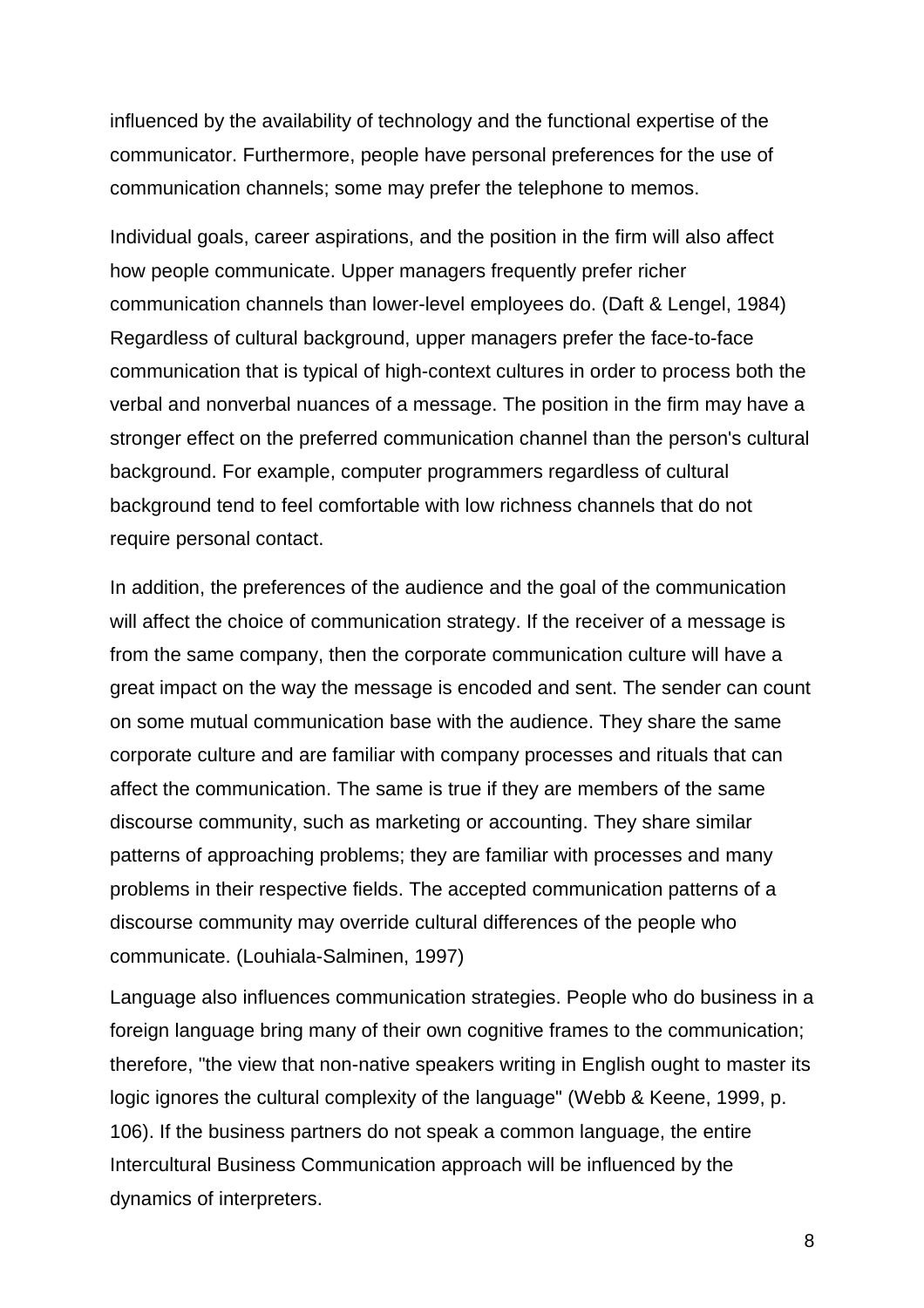influenced by the availability of technology and the functional expertise of the communicator. Furthermore, people have personal preferences for the use of communication channels; some may prefer the telephone to memos.

Individual goals, career aspirations, and the position in the firm will also affect how people communicate. Upper managers frequently prefer richer communication channels than lower-level employees do. (Daft & Lengel, 1984) Regardless of cultural background, upper managers prefer the face-to-face communication that is typical of high-context cultures in order to process both the verbal and nonverbal nuances of a message. The position in the firm may have a stronger effect on the preferred communication channel than the person's cultural background. For example, computer programmers regardless of cultural background tend to feel comfortable with low richness channels that do not require personal contact.

In addition, the preferences of the audience and the goal of the communication will affect the choice of communication strategy. If the receiver of a message is from the same company, then the corporate communication culture will have a great impact on the way the message is encoded and sent. The sender can count on some mutual communication base with the audience. They share the same corporate culture and are familiar with company processes and rituals that can affect the communication. The same is true if they are members of the same discourse community, such as marketing or accounting. They share similar patterns of approaching problems; they are familiar with processes and many problems in their respective fields. The accepted communication patterns of a discourse community may override cultural differences of the people who communicate. (Louhiala-Salminen, 1997)

Language also influences communication strategies. People who do business in a foreign language bring many of their own cognitive frames to the communication; therefore, "the view that non-native speakers writing in English ought to master its logic ignores the cultural complexity of the language" (Webb & Keene, 1999, p. 106). If the business partners do not speak a common language, the entire Intercultural Business Communication approach will be influenced by the dynamics of interpreters.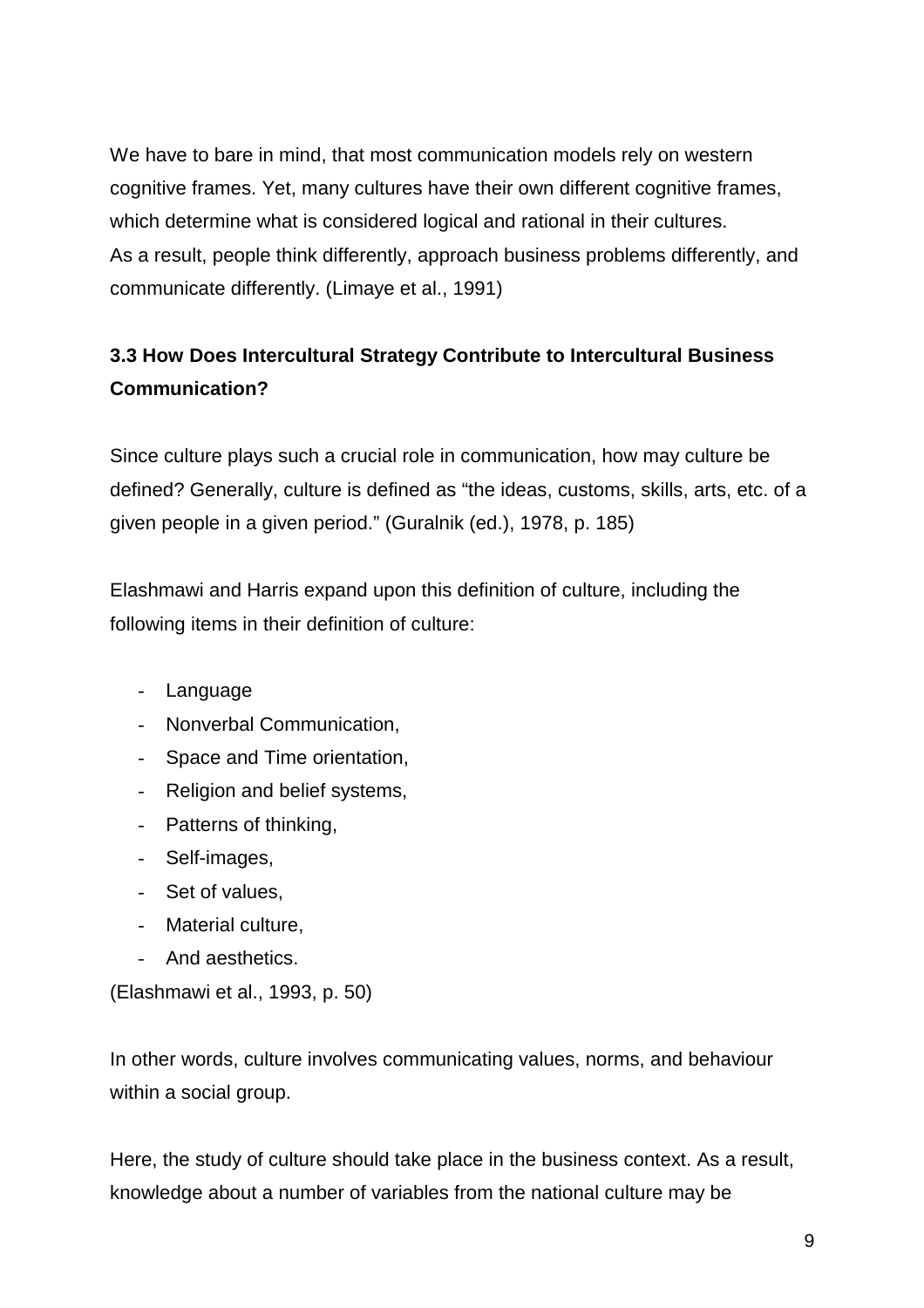We have to bare in mind, that most communication models rely on western cognitive frames. Yet, many cultures have their own different cognitive frames, which determine what is considered logical and rational in their cultures.
As a result, people think differently, approach business problems differently, and communicate differently. (Limaye et al., 1991)

### 3.3 How Does Intercultural Strategy Contribute to Intercultural Business Communication?

Since culture plays such a crucial role in communication, how may culture be defined? Generally, culture is defined as "the ideas, customs, skills, arts, etc. of a given people in a given period." (Guralnik (ed.), 1978, p. 185)

Elashmawi and Harris expand upon this definition of culture, including the following items in their definition of culture:

- Language
- Nonverbal Communication,
- Space and Time orientation,
- Religion and belief systems,
- Patterns of thinking,
- Self-images,
- Set of values,
- Material culture,
- And aesthetics.

(Elashmawi et al., 1993, p. 50)

In other words, culture involves communicating values, norms, and behaviour within a social group.

Here, the study of culture should take place in the business context. As a result, knowledge about a number of variables from the national culture may be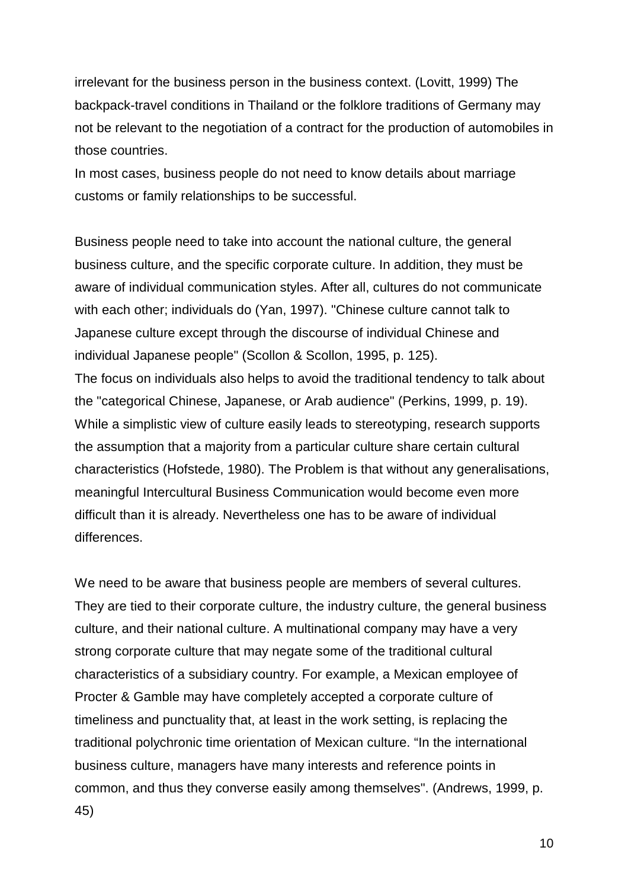irrelevant for the business person in the business context. (Lovitt, 1999) The backpack-travel conditions in Thailand or the folklore traditions of Germany may not be relevant to the negotiation of a contract for the production of automobiles in those countries.
In most cases, business people do not need to know details about marriage customs or family relationships to be successful.

Business people need to take into account the national culture, the general business culture, and the specific corporate culture. In addition, they must be aware of individual communication styles. After all, cultures do not communicate with each other; individuals do (Yan, 1997). "Chinese culture cannot talk to Japanese culture except through the discourse of individual Chinese and individual Japanese people" (Scollon & Scollon, 1995, p. 125).
The focus on individuals also helps to avoid the traditional tendency to talk about the "categorical Chinese, Japanese, or Arab audience" (Perkins, 1999, p. 19). While a simplistic view of culture easily leads to stereotyping, research supports the assumption that a majority from a particular culture share certain cultural characteristics (Hofstede, 1980). The Problem is that without any generalisations, meaningful Intercultural Business Communication would become even more difficult than it is already. Nevertheless one has to be aware of individual differences.

We need to be aware that business people are members of several cultures. They are tied to their corporate culture, the industry culture, the general business culture, and their national culture. A multinational company may have a very strong corporate culture that may negate some of the traditional cultural characteristics of a subsidiary country. For example, a Mexican employee of Procter & Gamble may have completely accepted a corporate culture of timeliness and punctuality that, at least in the work setting, is replacing the traditional polychronic time orientation of Mexican culture. “In the international business culture, managers have many interests and reference points in common, and thus they converse easily among themselves". (Andrews, 1999, p. 45)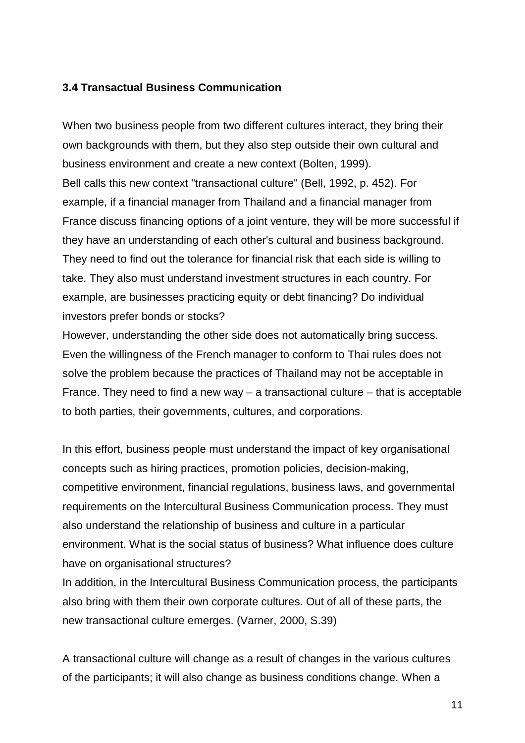### 3.4 Transactual Business Communication

When two business people from two different cultures interact, they bring their own backgrounds with them, but they also step outside their own cultural and business environment and create a new context (Bolten, 1999).
Bell calls this new context "transactional culture" (Bell, 1992, p. 452). For example, if a financial manager from Thailand and a financial manager from France discuss financing options of a joint venture, they will be more successful if they have an understanding of each other's cultural and business background. They need to find out the tolerance for financial risk that each side is willing to take. They also must understand investment structures in each country. For example, are businesses practicing equity or debt financing? Do individual investors prefer bonds or stocks?
However, understanding the other side does not automatically bring success. Even the willingness of the French manager to conform to Thai rules does not solve the problem because the practices of Thailand may not be acceptable in France. They need to find a new way – a transactional culture – that is acceptable to both parties, their governments, cultures, and corporations.

In this effort, business people must understand the impact of key organisational concepts such as hiring practices, promotion policies, decision-making, competitive environment, financial regulations, business laws, and governmental requirements on the Intercultural Business Communication process. They must also understand the relationship of business and culture in a particular environment. What is the social status of business? What influence does culture have on organisational structures?
In addition, in the Intercultural Business Communication process, the participants also bring with them their own corporate cultures. Out of all of these parts, the new transactional culture emerges. (Varner, 2000, S.39)

A transactional culture will change as a result of changes in the various cultures of the participants; it will also change as business conditions change. When a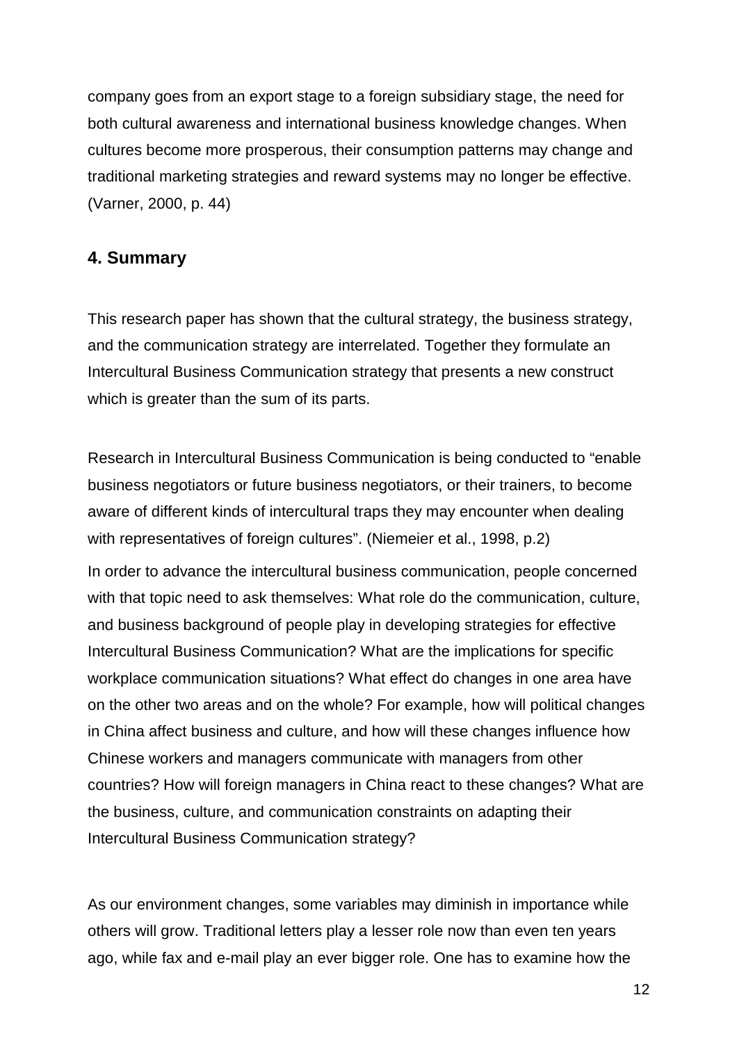company goes from an export stage to a foreign subsidiary stage, the need for both cultural awareness and international business knowledge changes. When cultures become more prosperous, their consumption patterns may change and traditional marketing strategies and reward systems may no longer be effective. (Varner, 2000, p. 44)

## 4. Summary

This research paper has shown that the cultural strategy, the business strategy, and the communication strategy are interrelated. Together they formulate an Intercultural Business Communication strategy that presents a new construct which is greater than the sum of its parts.

Research in Intercultural Business Communication is being conducted to "enable business negotiators or future business negotiators, or their trainers, to become aware of different kinds of intercultural traps they may encounter when dealing with representatives of foreign cultures". (Niemeier et al., 1998, p.2)

In order to advance the intercultural business communication, people concerned with that topic need to ask themselves: What role do the communication, culture, and business background of people play in developing strategies for effective Intercultural Business Communication? What are the implications for specific workplace communication situations? What effect do changes in one area have on the other two areas and on the whole? For example, how will political changes in China affect business and culture, and how will these changes influence how Chinese workers and managers communicate with managers from other countries? How will foreign managers in China react to these changes? What are the business, culture, and communication constraints on adapting their Intercultural Business Communication strategy?

As our environment changes, some variables may diminish in importance while others will grow. Traditional letters play a lesser role now than even ten years ago, while fax and e-mail play an ever bigger role. One has to examine how the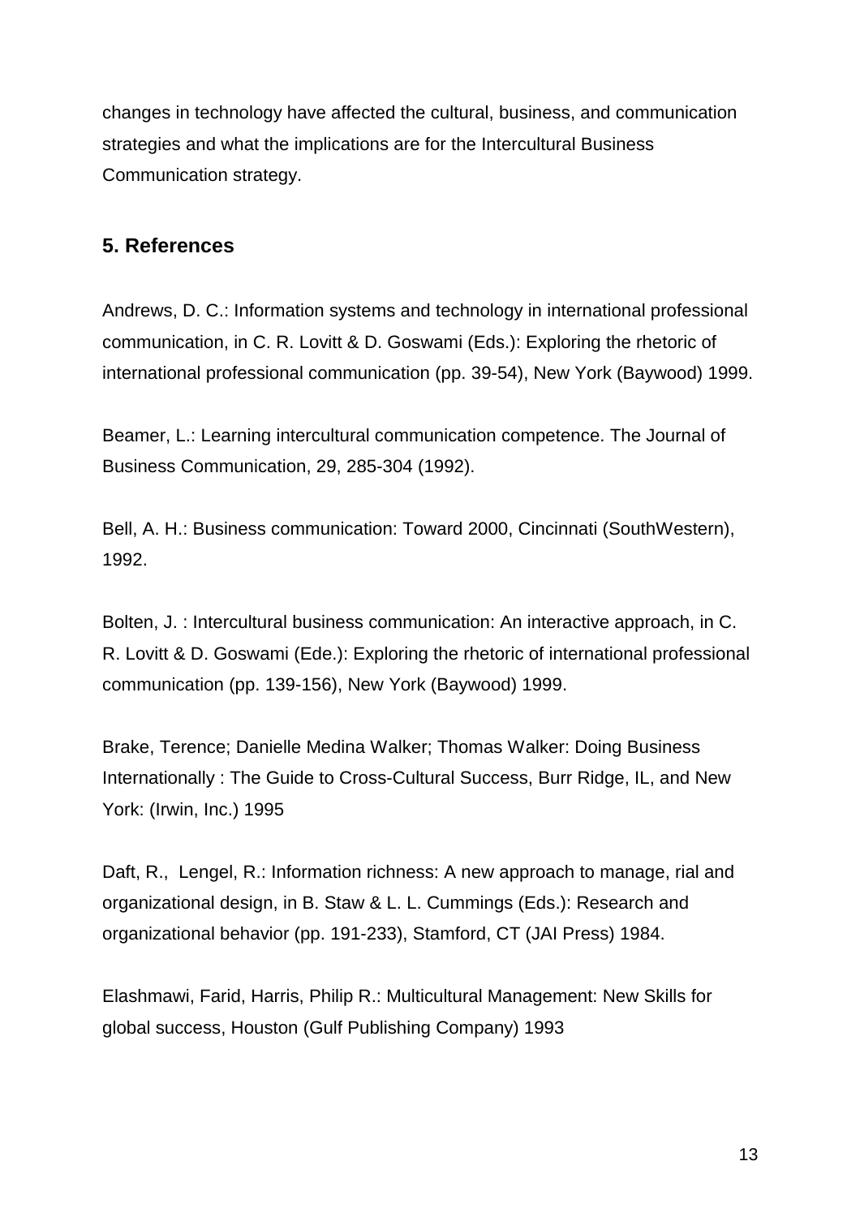changes in technology have affected the cultural, business, and communication strategies and what the implications are for the Intercultural Business Communication strategy.

## 5. References

Andrews, D. C.: Information systems and technology in international professional communication, in C. R. Lovitt & D. Goswami (Eds.): Exploring the rhetoric of international professional communication (pp. 39-54), New York (Baywood) 1999.

Beamer, L.: Learning intercultural communication competence. The Journal of Business Communication, 29, 285-304 (1992).

Bell, A. H.: Business communication: Toward 2000, Cincinnati (SouthWestern), 1992.

Bolten, J. : Intercultural business communication: An interactive approach, in C. R. Lovitt & D. Goswami (Ede.): Exploring the rhetoric of international professional communication (pp. 139-156), New York (Baywood) 1999.

Brake, Terence; Danielle Medina Walker; Thomas Walker: Doing Business Internationally : The Guide to Cross-Cultural Success, Burr Ridge, IL, and New York: (Irwin, Inc.) 1995

Daft, R., Lengel, R.: Information richness: A new approach to manage, rial and organizational design, in B. Staw & L. L. Cummings (Eds.): Research and organizational behavior (pp. 191-233), Stamford, CT (JAI Press) 1984.

Elashmawi, Farid, Harris, Philip R.: Multicultural Management: New Skills for global success, Houston (Gulf Publishing Company) 1993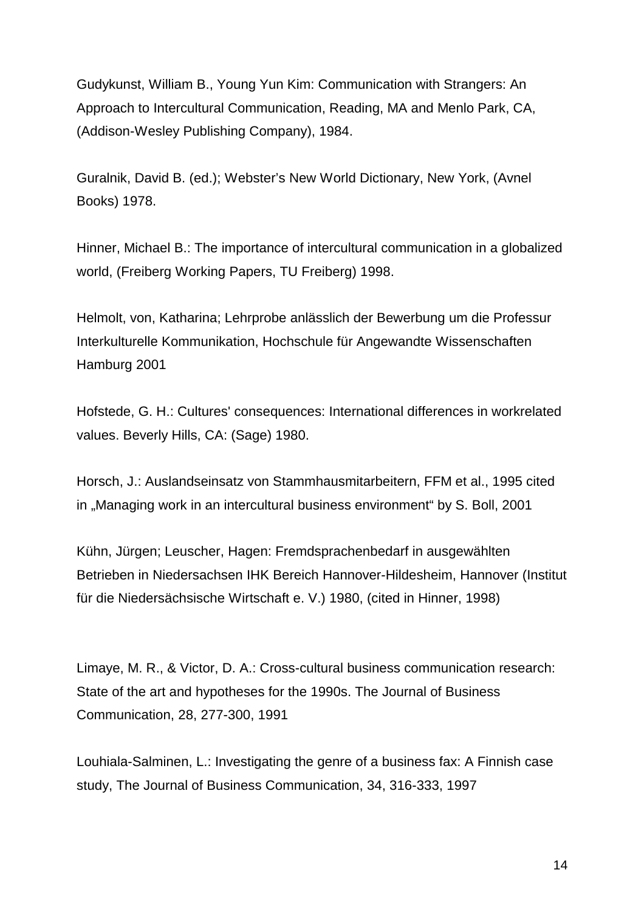Gudykunst, William B., Young Yun Kim: Communication with Strangers: An Approach to Intercultural Communication, Reading, MA and Menlo Park, CA, (Addison-Wesley Publishing Company), 1984.

Guralnik, David B. (ed.); Webster's New World Dictionary, New York, (Avnel Books) 1978.

Hinner, Michael B.: The importance of intercultural communication in a globalized world, (Freiberg Working Papers, TU Freiberg) 1998.

Helmolt, von, Katharina; Lehrprobe anlässlich der Bewerbung um die Professur Interkulturelle Kommunikation, Hochschule für Angewandte Wissenschaften Hamburg 2001

Hofstede, G. H.: Cultures' consequences: International differences in workrelated values. Beverly Hills, CA: (Sage) 1980.

Horsch, J.: Auslandseinsatz von Stammhausmitarbeitern, FFM et al., 1995 cited in „Managing work in an intercultural business environment" by S. Boll, 2001

Kühn, Jürgen; Leuscher, Hagen: Fremdsprachenbedarf in ausgewählten Betrieben in Niedersachsen IHK Bereich Hannover-Hildesheim, Hannover (Institut für die Niedersächsische Wirtschaft e. V.) 1980, (cited in Hinner, 1998)

Limaye, M. R., & Victor, D. A.: Cross-cultural business communication research: State of the art and hypotheses for the 1990s. The Journal of Business Communication, 28, 277-300, 1991

Louhiala-Salminen, L.: Investigating the genre of a business fax: A Finnish case study, The Journal of Business Communication, 34, 316-333, 1997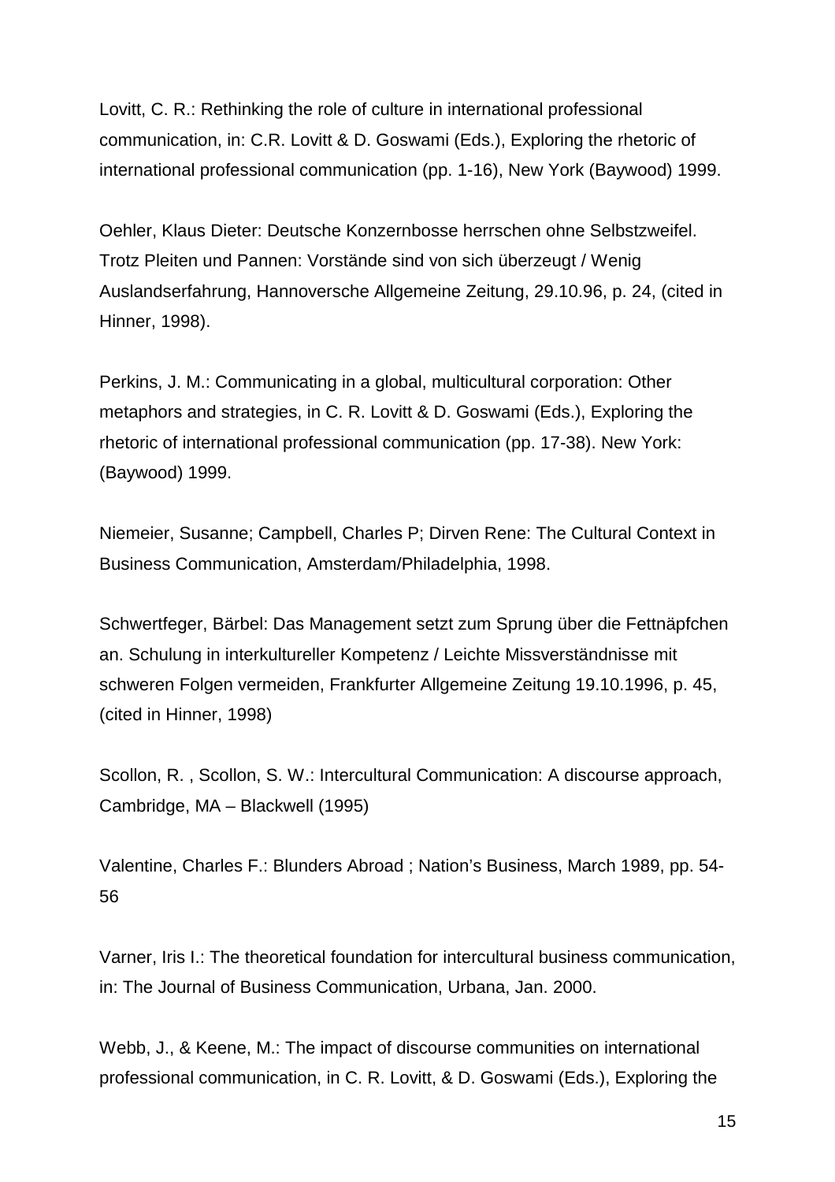Lovitt, C. R.: Rethinking the role of culture in international professional communication, in: C.R. Lovitt & D. Goswami (Eds.), Exploring the rhetoric of international professional communication (pp. 1-16), New York (Baywood) 1999.

Oehler, Klaus Dieter: Deutsche Konzernbosse herrschen ohne Selbstzweifel. Trotz Pleiten und Pannen: Vorstände sind von sich überzeugt / Wenig Auslandserfahrung, Hannoversche Allgemeine Zeitung, 29.10.96, p. 24, (cited in Hinner, 1998).

Perkins, J. M.: Communicating in a global, multicultural corporation: Other metaphors and strategies, in C. R. Lovitt & D. Goswami (Eds.), Exploring the rhetoric of international professional communication (pp. 17-38). New York: (Baywood) 1999.

Niemeier, Susanne; Campbell, Charles P; Dirven Rene: The Cultural Context in Business Communication, Amsterdam/Philadelphia, 1998.

Schwertfeger, Bärbel: Das Management setzt zum Sprung über die Fettnäpfchen an. Schulung in interkultureller Kompetenz / Leichte Missverständnisse mit schweren Folgen vermeiden, Frankfurter Allgemeine Zeitung 19.10.1996, p. 45, (cited in Hinner, 1998)

Scollon, R. , Scollon, S. W.: Intercultural Communication: A discourse approach, Cambridge, MA – Blackwell (1995)

Valentine, Charles F.: Blunders Abroad ; Nation's Business, March 1989, pp. 54-56

Varner, Iris I.: The theoretical foundation for intercultural business communication, in: The Journal of Business Communication, Urbana, Jan. 2000.

Webb, J., & Keene, M.: The impact of discourse communities on international professional communication, in C. R. Lovitt, & D. Goswami (Eds.), Exploring the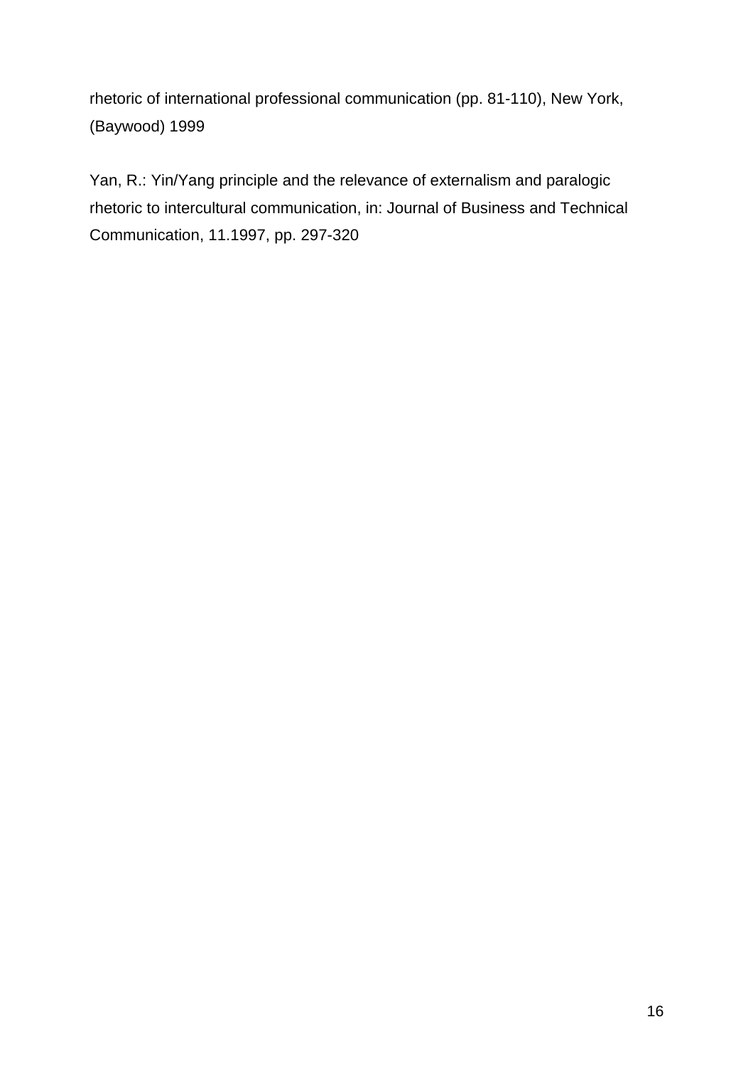rhetoric of international professional communication (pp. 81-110), New York, (Baywood) 1999

Yan, R.: Yin/Yang principle and the relevance of externalism and paralogic rhetoric to intercultural communication, in: Journal of Business and Technical Communication, 11.1997, pp. 297-320